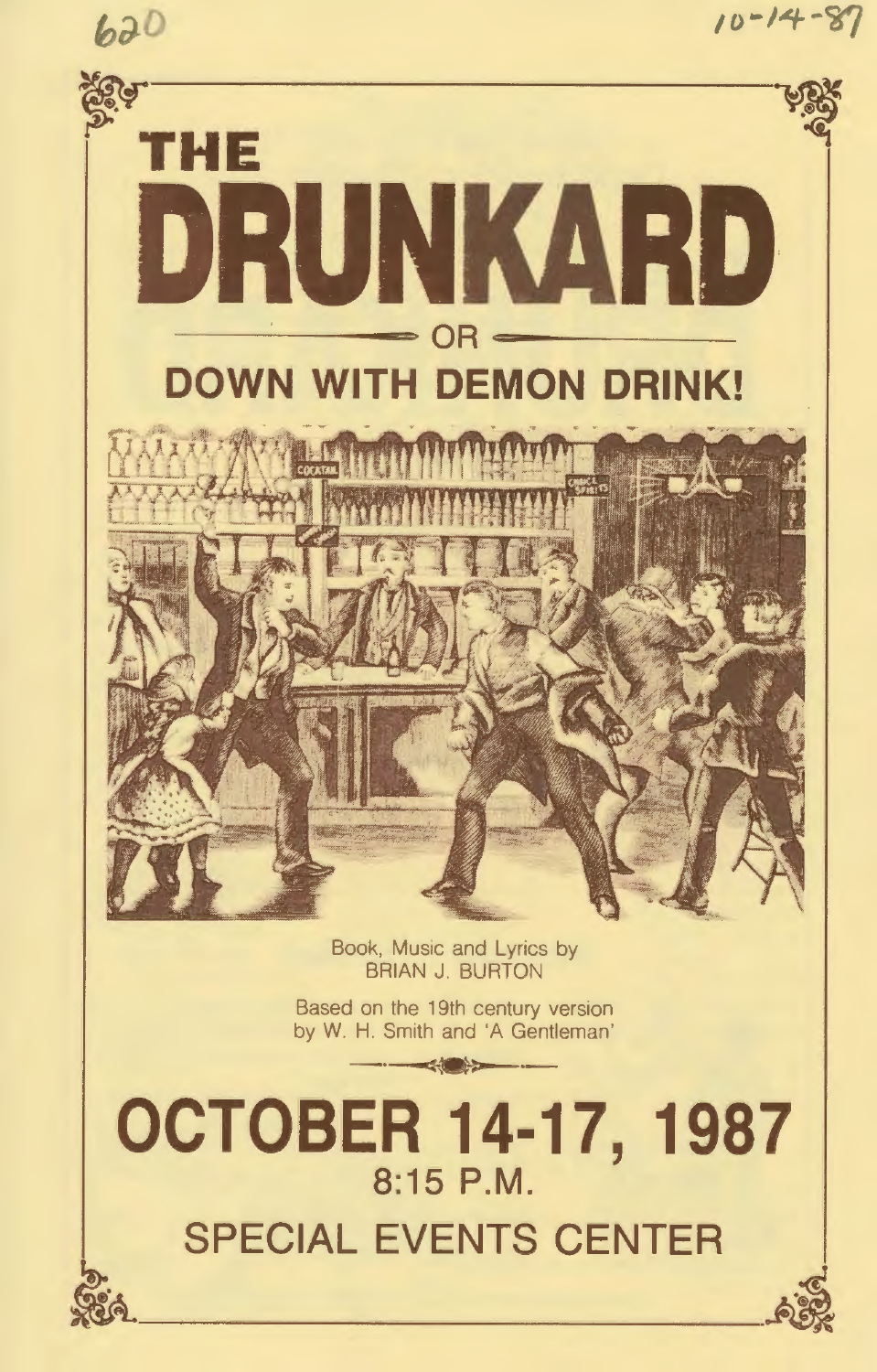620 10-14-87

# THE DRUNKARD

OR

## DOWN WITH DEMON DRINK!

Book, Music and Lyrics by
BRIAN J. BURTON

Based on the 19th century version
by W. H. Smith and 'A Gentleman'

## OCTOBER 14-17, 1987

8:15 P.M.

SPECIAL EVENTS CENTER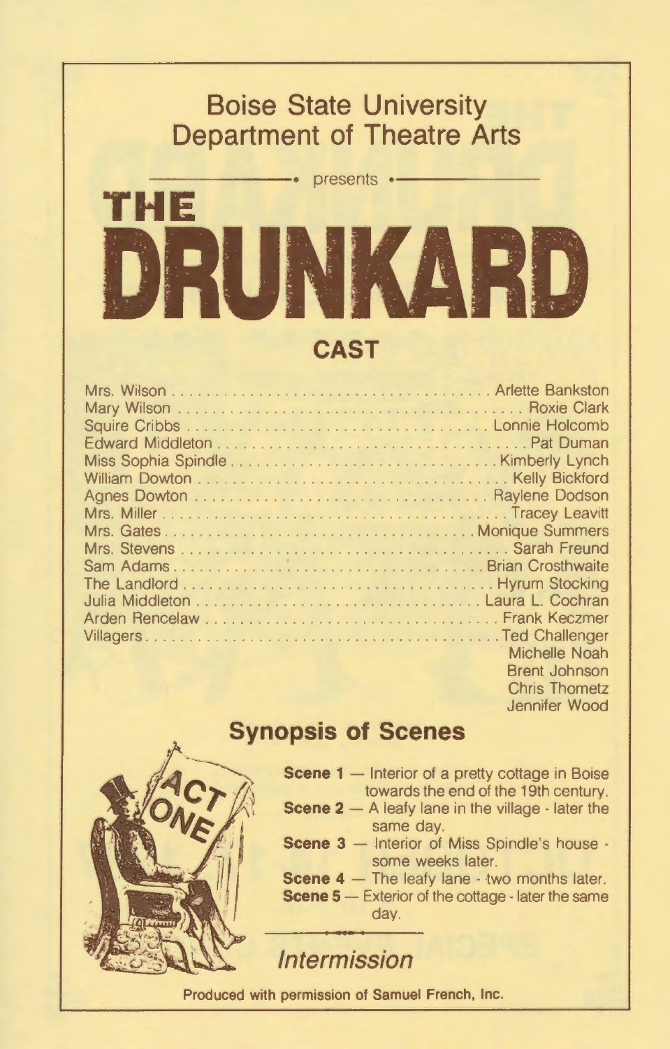# Boise State University Department of Theatre Arts

presents

# THE DRUNKARD

## CAST

| | |
|---|---|
| Mrs. Wilson | Arlette Bankston |
| Mary Wilson | Roxie Clark |
| Squire Cribbs | Lonnie Holcomb |
| Edward Middleton | Pat Duman |
| Miss Sophia Spindle | Kimberly Lynch |
| William Dowton | Kelly Bickford |
| Agnes Dowton | Raylene Dodson |
| Mrs. Miller | Tracey Leavitt |
| Mrs. Gates | Monique Summers |
| Mrs. Stevens | Sarah Freund |
| Sam Adams | Brian Crosthwaite |
| The Landlord | Hyrum Stocking |
| Julia Middleton | Laura L. Cochran |
| Arden Rencelaw | Frank Keczmer |
| Villagers | Ted Challenger |
| | Michelle Noah |
| | Brent Johnson |
| | Chris Thometz |
| | Jennifer Wood |

## Synopsis of Scenes

ACT ONE

**Scene 1** — Interior of a pretty cottage in Boise towards the end of the 19th century.

**Scene 2** — A leafy lane in the village - later the same day.

**Scene 3** — Interior of Miss Spindle's house - some weeks later.

**Scene 4** — The leafy lane - two months later.

**Scene 5** — Exterior of the cottage - later the same day.

*Intermission*

**Produced with permission of Samuel French, Inc.**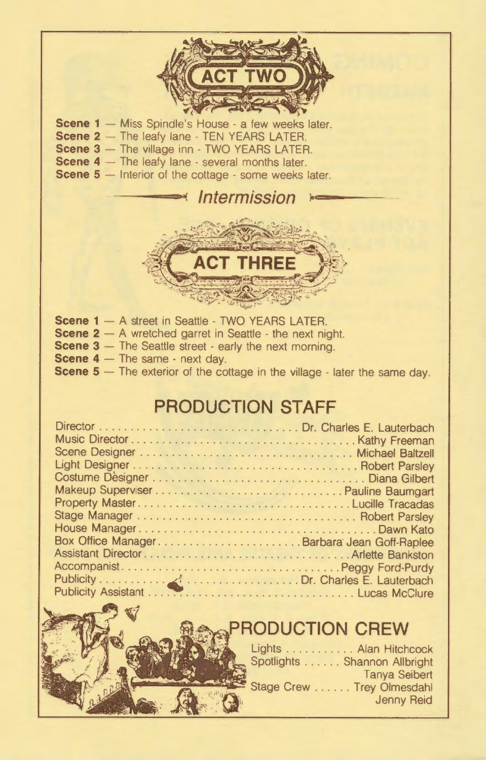## ACT TWO

**Scene 1** — Miss Spindle's House - a few weeks later.
**Scene 2** — The leafy lane - TEN YEARS LATER.
**Scene 3** — The village inn - TWO YEARS LATER.
**Scene 4** — The leafy lane - several months later.
**Scene 5** — Interior of the cottage - some weeks later.

*Intermission*

## ACT THREE

**Scene 1** — A street in Seattle - TWO YEARS LATER.
**Scene 2** — A wretched garret in Seattle - the next night.
**Scene 3** — The Seattle street - early the next morning.
**Scene 4** — The same - next day.
**Scene 5** — The exterior of the cottage in the village - later the same day.

## PRODUCTION STAFF

| | |
|---|---|
| Director | Dr. Charles E. Lauterbach |
| Music Director | Kathy Freeman |
| Scene Designer | Michael Baltzell |
| Light Designer | Robert Parsley |
| Costume Designer | Diana Gilbert |
| Makeup Superviser | Pauline Baumgart |
| Property Master | Lucille Tracadas |
| Stage Manager | Robert Parsley |
| House Manager | Dawn Kato |
| Box Office Manager | Barbara Jean Goff-Raplee |
| Assistant Director | Arlette Bankston |
| Accompanist | Peggy Ford-Purdy |
| Publicity | Dr. Charles E. Lauterbach |
| Publicity Assistant | Lucas McClure |

## PRODUCTION CREW

| | |
|---|---|
| Lights | Alan Hitchcock |
| Spotlights | Shannon Allbright |
| | Tanya Seibert |
| Stage Crew | Trey Olmesdahl |
| | Jenny Reid |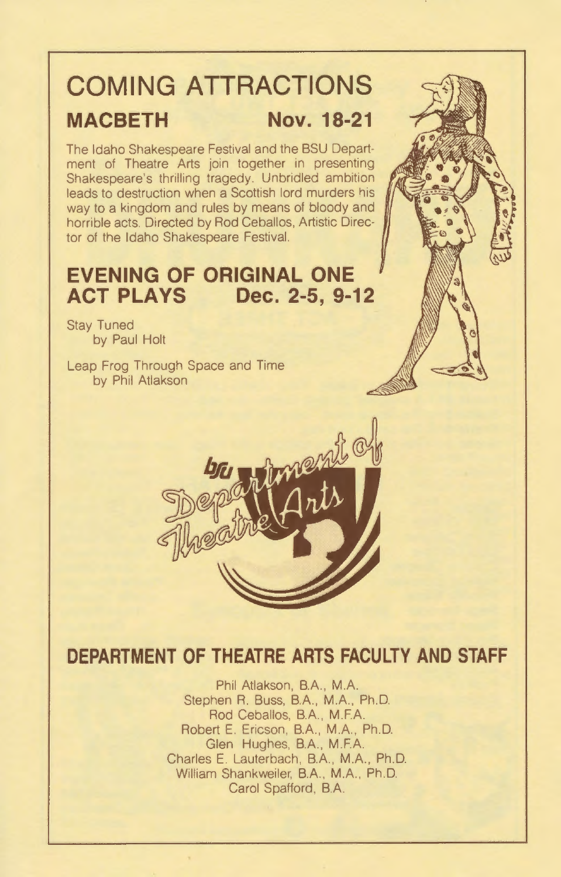# COMING ATTRACTIONS

## MACBETH Nov. 18-21

The Idaho Shakespeare Festival and the BSU Department of Theatre Arts join together in presenting Shakespeare's thrilling tragedy. Unbridled ambition leads to destruction when a Scottish lord murders his way to a kingdom and rules by means of bloody and horrible acts. Directed by Rod Ceballos, Artistic Director of the Idaho Shakespeare Festival.

## EVENING OF ORIGINAL ONE ACT PLAYS Dec. 2-5, 9-12

Stay Tuned
by Paul Holt

Leap Frog Through Space and Time
by Phil Atlakson

bsu Department of Theatre Arts

## DEPARTMENT OF THEATRE ARTS FACULTY AND STAFF

Phil Atlakson, B.A., M.A.
Stephen R. Buss, B.A., M.A., Ph.D.
Rod Ceballos, B.A., M.F.A.
Robert E. Ericson, B.A., M.A., Ph.D.
Glen Hughes, B.A., M.F.A.
Charles E. Lauterbach, B.A., M.A., Ph.D.
William Shankweiler, B.A., M.A., Ph.D.
Carol Spafford, B.A.